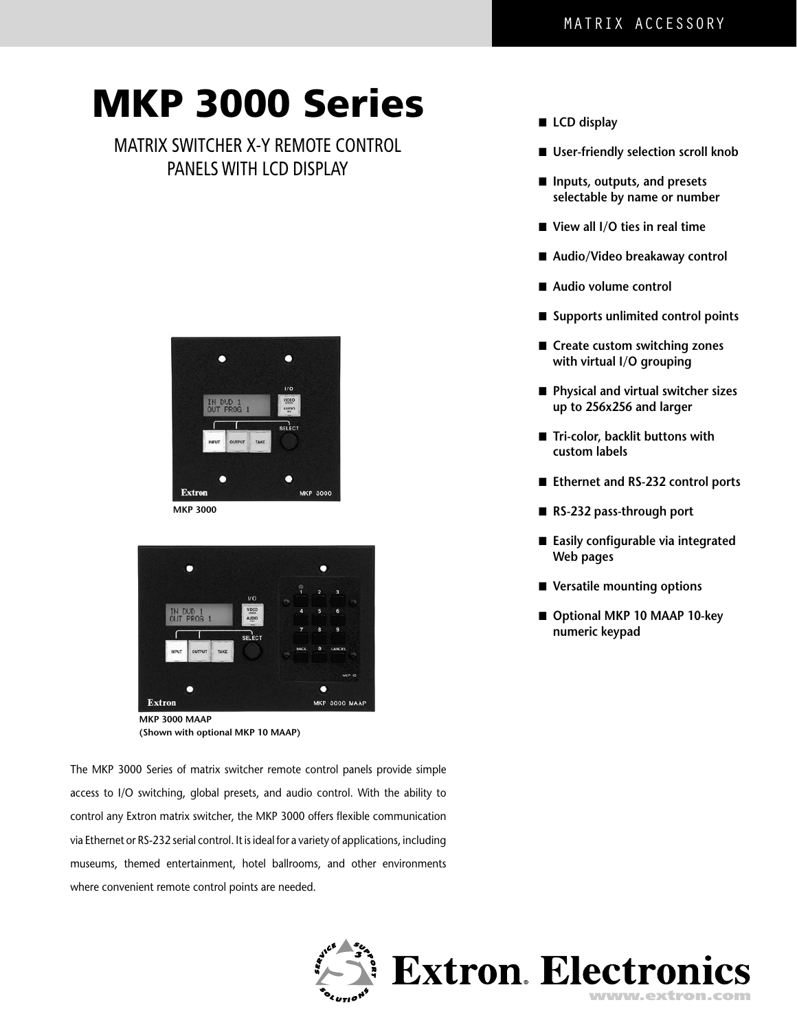MATRIX ACCESSORY

# MKP 3000 Series

## MATRIX SWITCHER X-Y REMOTE CONTROL PANELS WITH LCD DISPLAY

MKP 3000

MKP 3000 MAAP
(Shown with optional MKP 10 MAAP)

The MKP 3000 Series of matrix switcher remote control panels provide simple access to I/O switching, global presets, and audio control. With the ability to control any Extron matrix switcher, the MKP 3000 offers flexible communication via Ethernet or RS-232 serial control. It is ideal for a variety of applications, including museums, themed entertainment, hotel ballrooms, and other environments where convenient remote control points are needed.

- **LCD display**
- **User-friendly selection scroll knob**
- **Inputs, outputs, and presets selectable by name or number**
- **View all I/O ties in real time**
- **Audio/Video breakaway control**
- **Audio volume control**
- **Supports unlimited control points**
- **Create custom switching zones with virtual I/O grouping**
- **Physical and virtual switcher sizes up to 256x256 and larger**
- **Tri-color, backlit buttons with custom labels**
- **Ethernet and RS-232 control ports**
- **RS-232 pass-through port**
- **Easily configurable via integrated Web pages**
- **Versatile mounting options**
- **Optional MKP 10 MAAP 10-key numeric keypad**

Extron Electronics
www.extron.com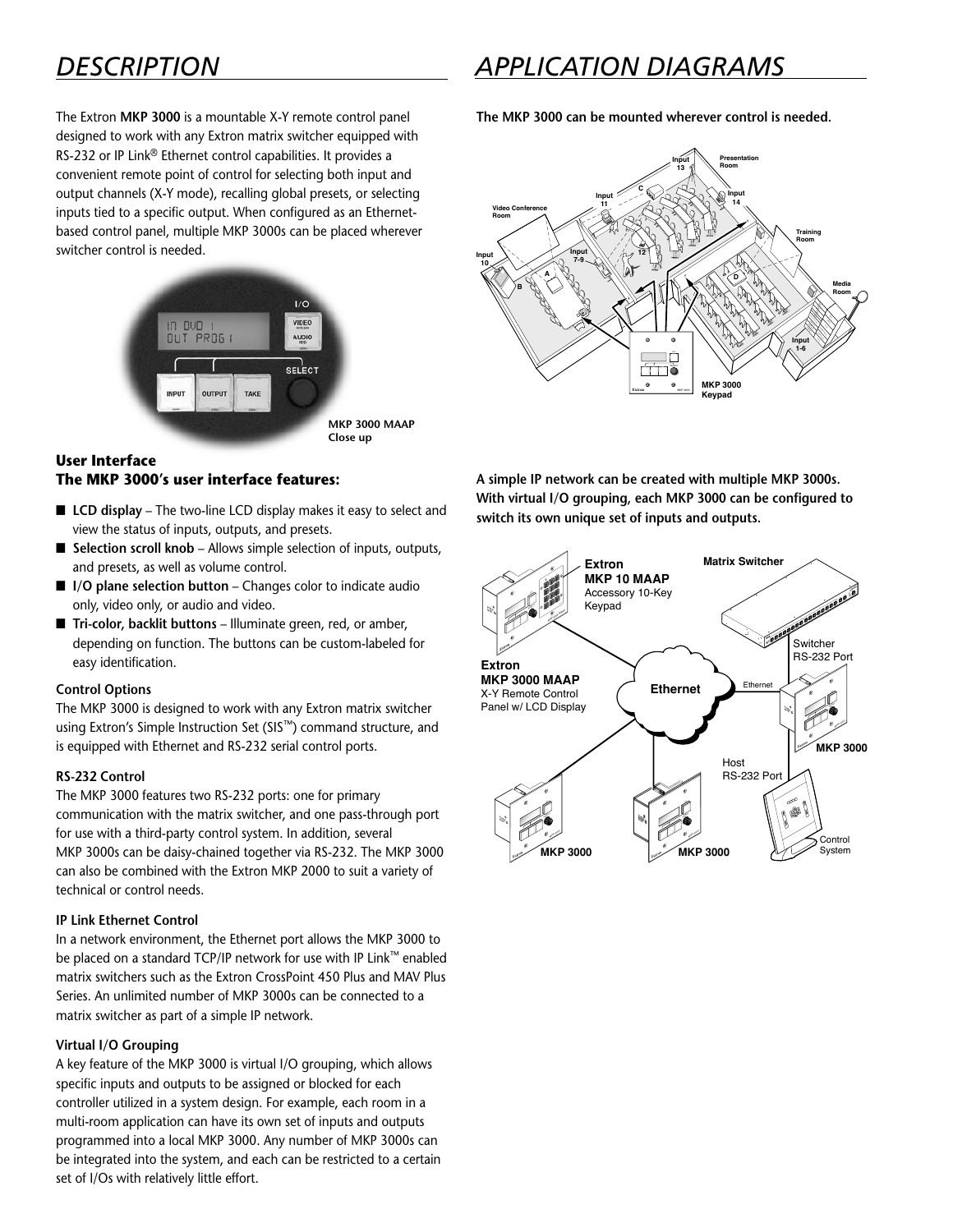# DESCRIPTION

The Extron **MKP 3000** is a mountable X-Y remote control panel designed to work with any Extron matrix switcher equipped with RS-232 or IP Link® Ethernet control capabilities. It provides a convenient remote point of control for selecting both input and output channels (X-Y mode), recalling global presets, or selecting inputs tied to a specific output. When configured as an Ethernet-based control panel, multiple MKP 3000s can be placed wherever switcher control is needed.

**MKP 3000 MAAP Close up**

## User Interface
## The MKP 3000's user interface features:

- **LCD display** – The two-line LCD display makes it easy to select and view the status of inputs, outputs, and presets.
- **Selection scroll knob** – Allows simple selection of inputs, outputs, and presets, as well as volume control.
- **I/O plane selection button** – Changes color to indicate audio only, video only, or audio and video.
- **Tri-color, backlit buttons** – Illuminate green, red, or amber, depending on function. The buttons can be custom-labeled for easy identification.

### Control Options

The MKP 3000 is designed to work with any Extron matrix switcher using Extron's Simple Instruction Set (SIS™) command structure, and is equipped with Ethernet and RS-232 serial control ports.

### RS-232 Control

The MKP 3000 features two RS-232 ports: one for primary communication with the matrix switcher, and one pass-through port for use with a third-party control system. In addition, several MKP 3000s can be daisy-chained together via RS-232. The MKP 3000 can also be combined with the Extron MKP 2000 to suit a variety of technical or control needs.

### IP Link Ethernet Control

In a network environment, the Ethernet port allows the MKP 3000 to be placed on a standard TCP/IP network for use with IP Link™ enabled matrix switchers such as the Extron CrossPoint 450 Plus and MAV Plus Series. An unlimited number of MKP 3000s can be connected to a matrix switcher as part of a simple IP network.

### Virtual I/O Grouping

A key feature of the MKP 3000 is virtual I/O grouping, which allows specific inputs and outputs to be assigned or blocked for each controller utilized in a system design. For example, each room in a multi-room application can have its own set of inputs and outputs programmed into a local MKP 3000. Any number of MKP 3000s can be integrated into the system, and each can be restricted to a certain set of I/Os with relatively little effort.

# APPLICATION DIAGRAMS

**The MKP 3000 can be mounted wherever control is needed.**

**A simple IP network can be created with multiple MKP 3000s. With virtual I/O grouping, each MKP 3000 can be configured to switch its own unique set of inputs and outputs.**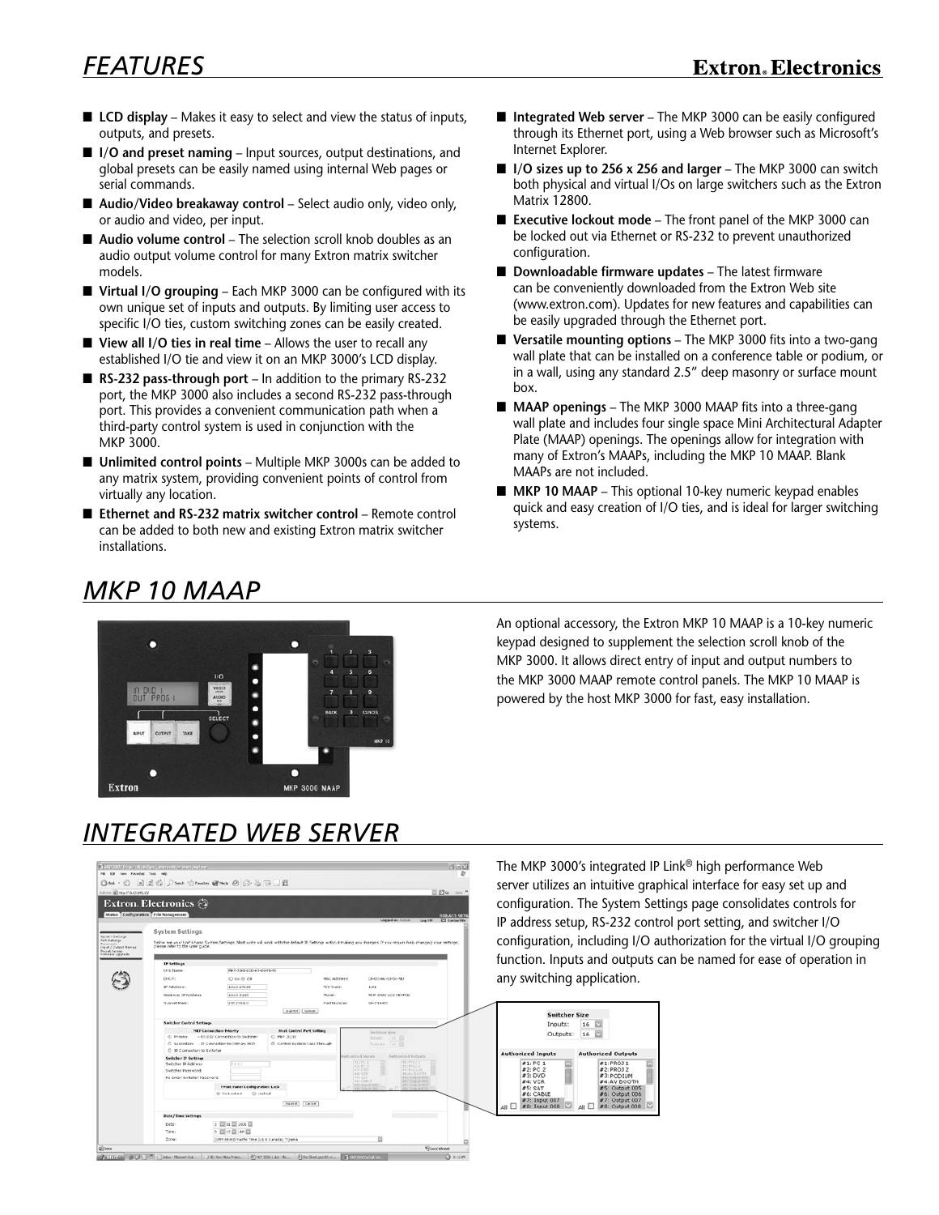## FEATURES

- **LCD display** – Makes it easy to select and view the status of inputs, outputs, and presets.
- **I/O and preset naming** – Input sources, output destinations, and global presets can be easily named using internal Web pages or serial commands.
- **Audio/Video breakaway control** – Select audio only, video only, or audio and video, per input.
- **Audio volume control** – The selection scroll knob doubles as an audio output volume control for many Extron matrix switcher models.
- **Virtual I/O grouping** – Each MKP 3000 can be configured with its own unique set of inputs and outputs. By limiting user access to specific I/O ties, custom switching zones can be easily created.
- **View all I/O ties in real time** – Allows the user to recall any established I/O tie and view it on an MKP 3000's LCD display.
- **RS-232 pass-through port** – In addition to the primary RS-232 port, the MKP 3000 also includes a second RS-232 pass-through port. This provides a convenient communication path when a third-party control system is used in conjunction with the MKP 3000.
- **Unlimited control points** – Multiple MKP 3000s can be added to any matrix system, providing convenient points of control from virtually any location.
- **Ethernet and RS-232 matrix switcher control** – Remote control can be added to both new and existing Extron matrix switcher installations.
- **Integrated Web server** – The MKP 3000 can be easily configured through its Ethernet port, using a Web browser such as Microsoft's Internet Explorer.
- **I/O sizes up to 256 x 256 and larger** – The MKP 3000 can switch both physical and virtual I/Os on large switchers such as the Extron Matrix 12800.
- **Executive lockout mode** – The front panel of the MKP 3000 can be locked out via Ethernet or RS-232 to prevent unauthorized configuration.
- **Downloadable firmware updates** – The latest firmware can be conveniently downloaded from the Extron Web site (www.extron.com). Updates for new features and capabilities can be easily upgraded through the Ethernet port.
- **Versatile mounting options** – The MKP 3000 fits into a two-gang wall plate that can be installed on a conference table or podium, or in a wall, using any standard 2.5" deep masonry or surface mount box.
- **MAAP openings** – The MKP 3000 MAAP fits into a three-gang wall plate and includes four single space Mini Architectural Adapter Plate (MAAP) openings. The openings allow for integration with many of Extron's MAAPs, including the MKP 10 MAAP. Blank MAAPs are not included.
- **MKP 10 MAAP** – This optional 10-key numeric keypad enables quick and easy creation of I/O ties, and is ideal for larger switching systems.

## MKP 10 MAAP

An optional accessory, the Extron MKP 10 MAAP is a 10-key numeric keypad designed to supplement the selection scroll knob of the MKP 3000. It allows direct entry of input and output numbers to the MKP 3000 MAAP remote control panels. The MKP 10 MAAP is powered by the host MKP 3000 for fast, easy installation.

## INTEGRATED WEB SERVER

The MKP 3000's integrated IP Link® high performance Web server utilizes an intuitive graphical interface for easy set up and configuration. The System Settings page consolidates controls for IP address setup, RS-232 control port setting, and switcher I/O configuration, including I/O authorization for the virtual I/O grouping function. Inputs and outputs can be named for ease of operation in any switching application.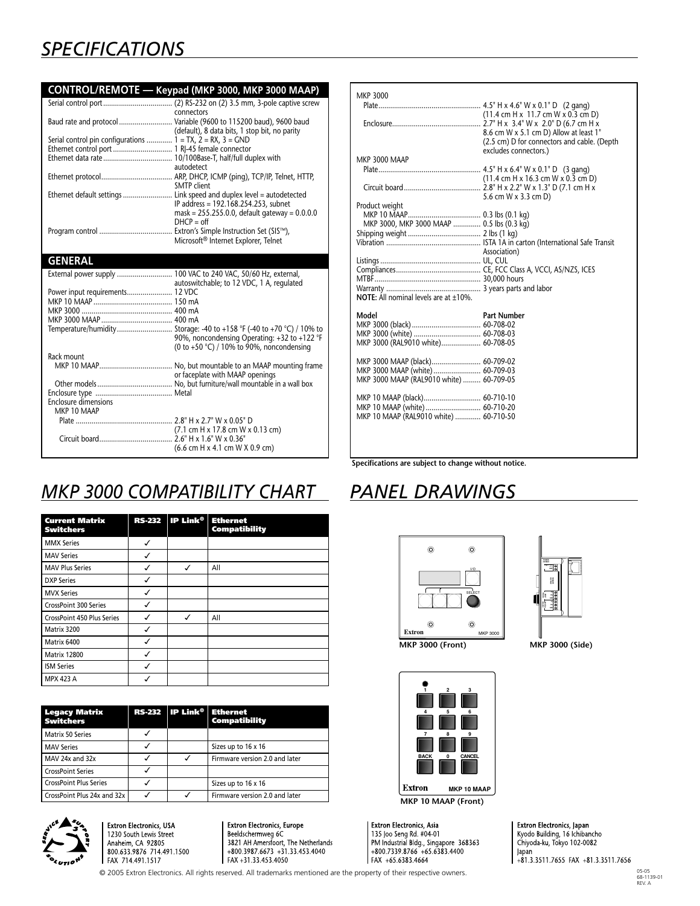# SPECIFICATIONS

## CONTROL/REMOTE — Keypad (MKP 3000, MKP 3000 MAAP)

| | |
|---|---|
| Serial control port | (2) RS-232 on (2) 3.5 mm, 3-pole captive screw connectors |
| Baud rate and protocol | Variable (9600 to 115200 baud), 9600 baud (default), 8 data bits, 1 stop bit, no parity |
| Serial control pin configurations | 1 = TX, 2 = RX, 3 = GND |
| Ethernet control port | 1 RJ-45 female connector |
| Ethernet data rate | 10/100Base-T, half/full duplex with autodetect |
| Ethernet protocol | ARP, DHCP, ICMP (ping), TCP/IP, Telnet, HTTP, SMTP client |
| Ethernet default settings | Link speed and duplex level = autodetected IP address = 192.168.254.253, subnet mask = 255.255.0.0, default gateway = 0.0.0.0 DHCP = off |
| Program control | Extron's Simple Instruction Set (SIS™), Microsoft® Internet Explorer, Telnet |

## GENERAL

| | |
|---|---|
| External power supply | 100 VAC to 240 VAC, 50/60 Hz, external, autoswitchable; to 12 VDC, 1 A, regulated |
| Power input requirements | 12 VDC |
| MKP 10 MAAP | 150 mA |
| MKP 3000 | 400 mA |
| MKP 3000 MAAP | 400 mA |
| Temperature/humidity | Storage: -40 to +158 °F (-40 to +70 °C) / 10% to 90%, noncondensing Operating: +32 to +122 °F (0 to +50 °C) / 10% to 90%, noncondensing |
| Rack mount | |
| MKP 10 MAAP | No, but mountable to an MAAP mounting frame or faceplate with MAAP openings |
| Other models | No, but furniture/wall mountable in a wall box |
| Enclosure type | Metal |
| Enclosure dimensions | |
| MKP 10 MAAP | |
| Plate | 2.8" H x 2.7" W x 0.05" D (7.1 cm H x 17.8 cm W x 0.13 cm) |
| Circuit board | 2.6" H x 1.6" W x 0.36" (6.6 cm H x 4.1 cm W X 0.9 cm) |
| MKP 3000 | |
| Plate | 4.5" H x 4.6" W x 0.1" D (2 gang) (11.4 cm H x 11.7 cm W x 0.3 cm D) |
| Enclosure | 2.7" H x 3.4" W x 2.0" D (6.7 cm H x 8.6 cm W x 5.1 cm D) Allow at least 1" (2.5 cm) D for connectors and cable. (Depth excludes connectors.) |
| MKP 3000 MAAP | |
| Plate | 4.5" H x 6.4" W x 0.1" D (3 gang) (11.4 cm H x 16.3 cm W x 0.3 cm D) |
| Circuit board | 2.8" H x 2.2" W x 1.3" D (7.1 cm H x 5.6 cm W x 3.3 cm D) |
| Product weight | |
| MKP 10 MAAP | 0.3 lbs (0.1 kg) |
| MKP 3000, MKP 3000 MAAP | 0.5 lbs (0.3 kg) |
| Shipping weight | 2 lbs (1 kg) |
| Vibration | ISTA 1A in carton (International Safe Transit Association) |
| Listings | UL, CUL |
| Compliances | CE, FCC Class A, VCCI, AS/NZS, ICES |
| MTBF | 30,000 hours |
| Warranty | 3 years parts and labor |

**NOTE:** All nominal levels are at ±10%.

| Model | Part Number |
|---|---|
| MKP 3000 (black) | 60-708-02 |
| MKP 3000 (white) | 60-708-03 |
| MKP 3000 (RAL9010 white) | 60-708-05 |
| MKP 3000 MAAP (black) | 60-709-02 |
| MKP 3000 MAAP (white) | 60-709-03 |
| MKP 3000 MAAP (RAL9010 white) | 60-709-05 |
| MKP 10 MAAP (black) | 60-710-10 |
| MKP 10 MAAP (white) | 60-710-20 |
| MKP 10 MAAP (RAL9010 white) | 60-710-50 |

**Specifications are subject to change without notice.**

# MKP 3000 COMPATIBILITY CHART

| Current Matrix Switchers | RS-232 | IP Link® | Ethernet Compatibility |
|---|---|---|---|
| MMX Series | ✓ | | |
| MAV Series | ✓ | | |
| MAV Plus Series | ✓ | ✓ | All |
| DXP Series | ✓ | | |
| MVX Series | ✓ | | |
| CrossPoint 300 Series | ✓ | | |
| CrossPoint 450 Plus Series | ✓ | ✓ | All |
| Matrix 3200 | ✓ | | |
| Matrix 6400 | ✓ | | |
| Matrix 12800 | ✓ | | |
| ISM Series | ✓ | | |
| MPX 423 A | ✓ | | |

| Legacy Matrix Switchers | RS-232 | IP Link® | Ethernet Compatibility |
|---|---|---|---|
| Matrix 50 Series | ✓ | | |
| MAV Series | ✓ | | Sizes up to 16 x 16 |
| MAV 24x and 32x | ✓ | ✓ | Firmware version 2.0 and later |
| CrossPoint Series | ✓ | | |
| CrossPoint Plus Series | ✓ | | Sizes up to 16 x 16 |
| CrossPoint Plus 24x and 32x | ✓ | ✓ | Firmware version 2.0 and later |

# PANEL DRAWINGS

MKP 3000 (Front)

MKP 3000 (Side)

MKP 10 MAAP (Front)

**Extron Electronics, USA**
1230 South Lewis Street
Anaheim, CA 92805
800.633.9876 714.491.1500
FAX 714.491.1517

**Extron Electronics, Europe**
Beeldschermweg 6C
3821 AH Amersfoort, The Netherlands
+800.3987.6673 +31.33.453.4040
FAX +31.33.453.4050

**Extron Electronics, Asia**
135 Joo Seng Rd. #04-01
PM Industrial Bldg., Singapore 368363
+800.7339.8766 +65.6383.4400
FAX +65.6383.4664

**Extron Electronics, Japan**
Kyodo Building, 16 Ichibancho
Chiyoda-ku, Tokyo 102-0082
Japan
+81.3.3511.7655 FAX +81.3.3511.7656

© 2005 Extron Electronics. All rights reserved. All trademarks mentioned are the property of their respective owners.

05-05
68-1139-01
REV. A